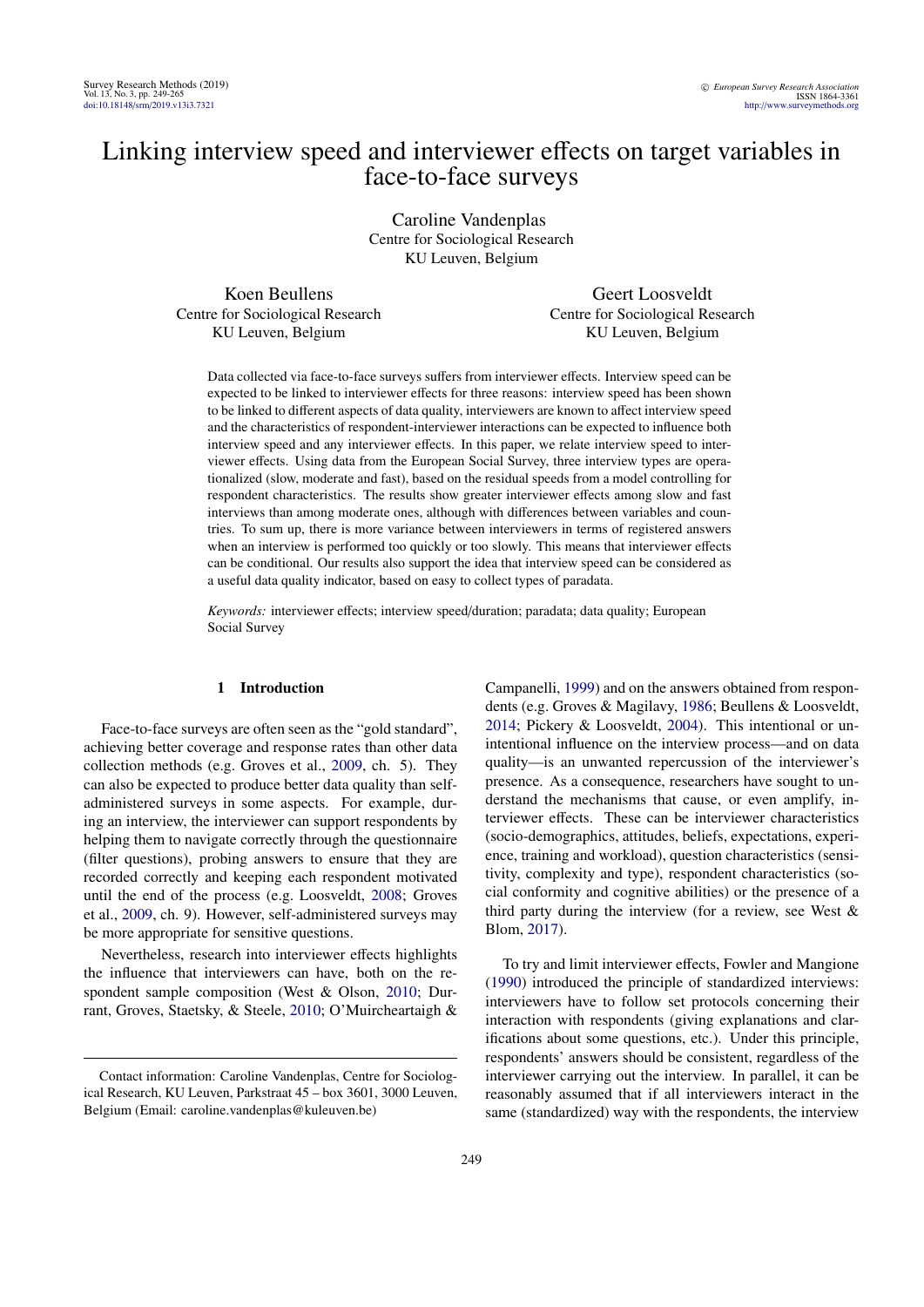# Linking interview speed and interviewer effects on target variables in face-to-face surveys

Caroline Vandenplas
Centre for Sociological Research
KU Leuven, Belgium

Koen Beullens
Centre for Sociological Research
KU Leuven, Belgium

Geert Loosveldt
Centre for Sociological Research
KU Leuven, Belgium

Data collected via face-to-face surveys suffers from interviewer effects. Interview speed can be expected to be linked to interviewer effects for three reasons: interview speed has been shown to be linked to different aspects of data quality, interviewers are known to affect interview speed and the characteristics of respondent-interviewer interactions can be expected to influence both interview speed and any interviewer effects. In this paper, we relate interview speed to interviewer effects. Using data from the European Social Survey, three interview types are operationalized (slow, moderate and fast), based on the residual speeds from a model controlling for respondent characteristics. The results show greater interviewer effects among slow and fast interviews than among moderate ones, although with differences between variables and countries. To sum up, there is more variance between interviewers in terms of registered answers when an interview is performed too quickly or too slowly. This means that interviewer effects can be conditional. Our results also support the idea that interview speed can be considered as a useful data quality indicator, based on easy to collect types of paradata.

*Keywords:* interviewer effects; interview speed/duration; paradata; data quality; European Social Survey

## 1 Introduction

Face-to-face surveys are often seen as the "gold standard", achieving better coverage and response rates than other data collection methods (e.g. Groves et al., 2009, ch. 5). They can also be expected to produce better data quality than self-administered surveys in some aspects. For example, during an interview, the interviewer can support respondents by helping them to navigate correctly through the questionnaire (filter questions), probing answers to ensure that they are recorded correctly and keeping each respondent motivated until the end of the process (e.g. Loosveldt, 2008; Groves et al., 2009, ch. 9). However, self-administered surveys may be more appropriate for sensitive questions.

Nevertheless, research into interviewer effects highlights the influence that interviewers can have, both on the respondent sample composition (West & Olson, 2010; Durrant, Groves, Staetsky, & Steele, 2010; O'Muircheartaigh & Campanelli, 1999) and on the answers obtained from respondents (e.g. Groves & Magilavy, 1986; Beullens & Loosveldt, 2014; Pickery & Loosveldt, 2004). This intentional or unintentional influence on the interview process—and on data quality—is an unwanted repercussion of the interviewer's presence. As a consequence, researchers have sought to understand the mechanisms that cause, or even amplify, interviewer effects. These can be interviewer characteristics (socio-demographics, attitudes, beliefs, expectations, experience, training and workload), question characteristics (sensitivity, complexity and type), respondent characteristics (social conformity and cognitive abilities) or the presence of a third party during the interview (for a review, see West & Blom, 2017).

To try and limit interviewer effects, Fowler and Mangione (1990) introduced the principle of standardized interviews: interviewers have to follow set protocols concerning their interaction with respondents (giving explanations and clarifications about some questions, etc.). Under this principle, respondents' answers should be consistent, regardless of the interviewer carrying out the interview. In parallel, it can be reasonably assumed that if all interviewers interact in the same (standardized) way with the respondents, the interview

Contact information: Caroline Vandenplas, Centre for Sociological Research, KU Leuven, Parkstraat 45 – box 3601, 3000 Leuven, Belgium (Email: caroline.vandenplas@kuleuven.be)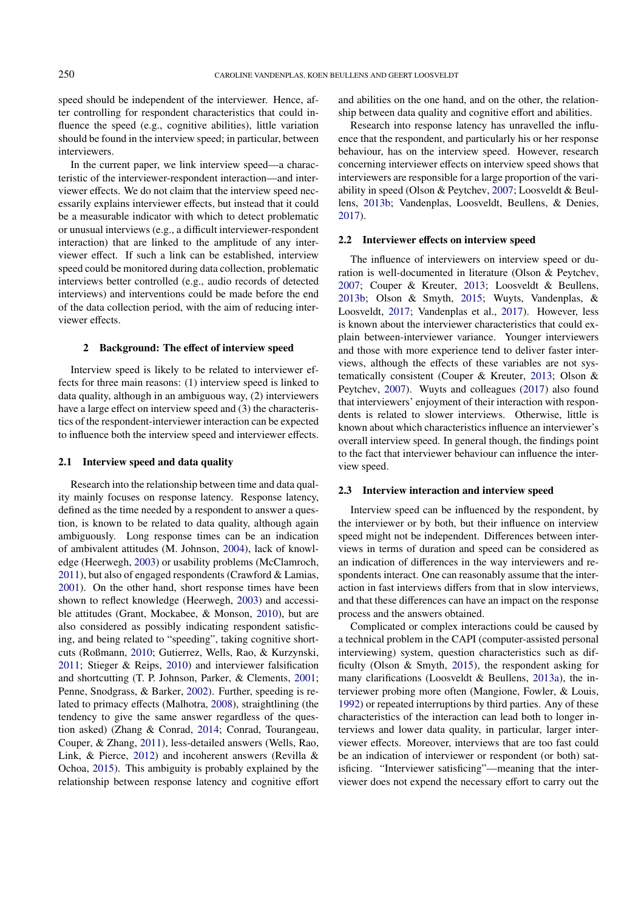speed should be independent of the interviewer. Hence, after controlling for respondent characteristics that could influence the speed (e.g., cognitive abilities), little variation should be found in the interview speed; in particular, between interviewers.

In the current paper, we link interview speed—a characteristic of the interviewer-respondent interaction—and interviewer effects. We do not claim that the interview speed necessarily explains interviewer effects, but instead that it could be a measurable indicator with which to detect problematic or unusual interviews (e.g., a difficult interviewer-respondent interaction) that are linked to the amplitude of any interviewer effect. If such a link can be established, interview speed could be monitored during data collection, problematic interviews better controlled (e.g., audio records of detected interviews) and interventions could be made before the end of the data collection period, with the aim of reducing interviewer effects.

## 2 Background: The effect of interview speed

Interview speed is likely to be related to interviewer effects for three main reasons: (1) interview speed is linked to data quality, although in an ambiguous way, (2) interviewers have a large effect on interview speed and (3) the characteristics of the respondent-interviewer interaction can be expected to influence both the interview speed and interviewer effects.

### 2.1 Interview speed and data quality

Research into the relationship between time and data quality mainly focuses on response latency. Response latency, defined as the time needed by a respondent to answer a question, is known to be related to data quality, although again ambiguously. Long response times can be an indication of ambivalent attitudes (M. Johnson, 2004), lack of knowledge (Heerwegh, 2003) or usability problems (McClamroch, 2011), but also of engaged respondents (Crawford & Lamias, 2001). On the other hand, short response times have been shown to reflect knowledge (Heerwegh, 2003) and accessible attitudes (Grant, Mockabee, & Monson, 2010), but are also considered as possibly indicating respondent satisficing, and being related to "speeding", taking cognitive shortcuts (Roßmann, 2010; Gutierrez, Wells, Rao, & Kurzynski, 2011; Stieger & Reips, 2010) and interviewer falsification and shortcutting (T. P. Johnson, Parker, & Clements, 2001; Penne, Snodgrass, & Barker, 2002). Further, speeding is related to primacy effects (Malhotra, 2008), straightlining (the tendency to give the same answer regardless of the question asked) (Zhang & Conrad, 2014; Conrad, Tourangeau, Couper, & Zhang, 2011), less-detailed answers (Wells, Rao, Link, & Pierce, 2012) and incoherent answers (Revilla & Ochoa, 2015). This ambiguity is probably explained by the relationship between response latency and cognitive effort and abilities on the one hand, and on the other, the relationship between data quality and cognitive effort and abilities.

Research into response latency has unravelled the influence that the respondent, and particularly his or her response behaviour, has on the interview speed. However, research concerning interviewer effects on interview speed shows that interviewers are responsible for a large proportion of the variability in speed (Olson & Peytchev, 2007; Loosveldt & Beullens, 2013b; Vandenplas, Loosveldt, Beullens, & Denies, 2017).

### 2.2 Interviewer effects on interview speed

The influence of interviewers on interview speed or duration is well-documented in literature (Olson & Peytchev, 2007; Couper & Kreuter, 2013; Loosveldt & Beullens, 2013b; Olson & Smyth, 2015; Wuyts, Vandenplas, & Loosveldt, 2017; Vandenplas et al., 2017). However, less is known about the interviewer characteristics that could explain between-interviewer variance. Younger interviewers and those with more experience tend to deliver faster interviews, although the effects of these variables are not systematically consistent (Couper & Kreuter, 2013; Olson & Peytchev, 2007). Wuyts and colleagues (2017) also found that interviewers' enjoyment of their interaction with respondents is related to slower interviews. Otherwise, little is known about which characteristics influence an interviewer's overall interview speed. In general though, the findings point to the fact that interviewer behaviour can influence the interview speed.

### 2.3 Interview interaction and interview speed

Interview speed can be influenced by the respondent, by the interviewer or by both, but their influence on interview speed might not be independent. Differences between interviews in terms of duration and speed can be considered as an indication of differences in the way interviewers and respondents interact. One can reasonably assume that the interaction in fast interviews differs from that in slow interviews, and that these differences can have an impact on the response process and the answers obtained.

Complicated or complex interactions could be caused by a technical problem in the CAPI (computer-assisted personal interviewing) system, question characteristics such as difficulty (Olson & Smyth, 2015), the respondent asking for many clarifications (Loosveldt & Beullens, 2013a), the interviewer probing more often (Mangione, Fowler, & Louis, 1992) or repeated interruptions by third parties. Any of these characteristics of the interaction can lead both to longer interviews and lower data quality, in particular, larger interviewer effects. Moreover, interviews that are too fast could be an indication of interviewer or respondent (or both) satisficing. "Interviewer satisficing"—meaning that the interviewer does not expend the necessary effort to carry out the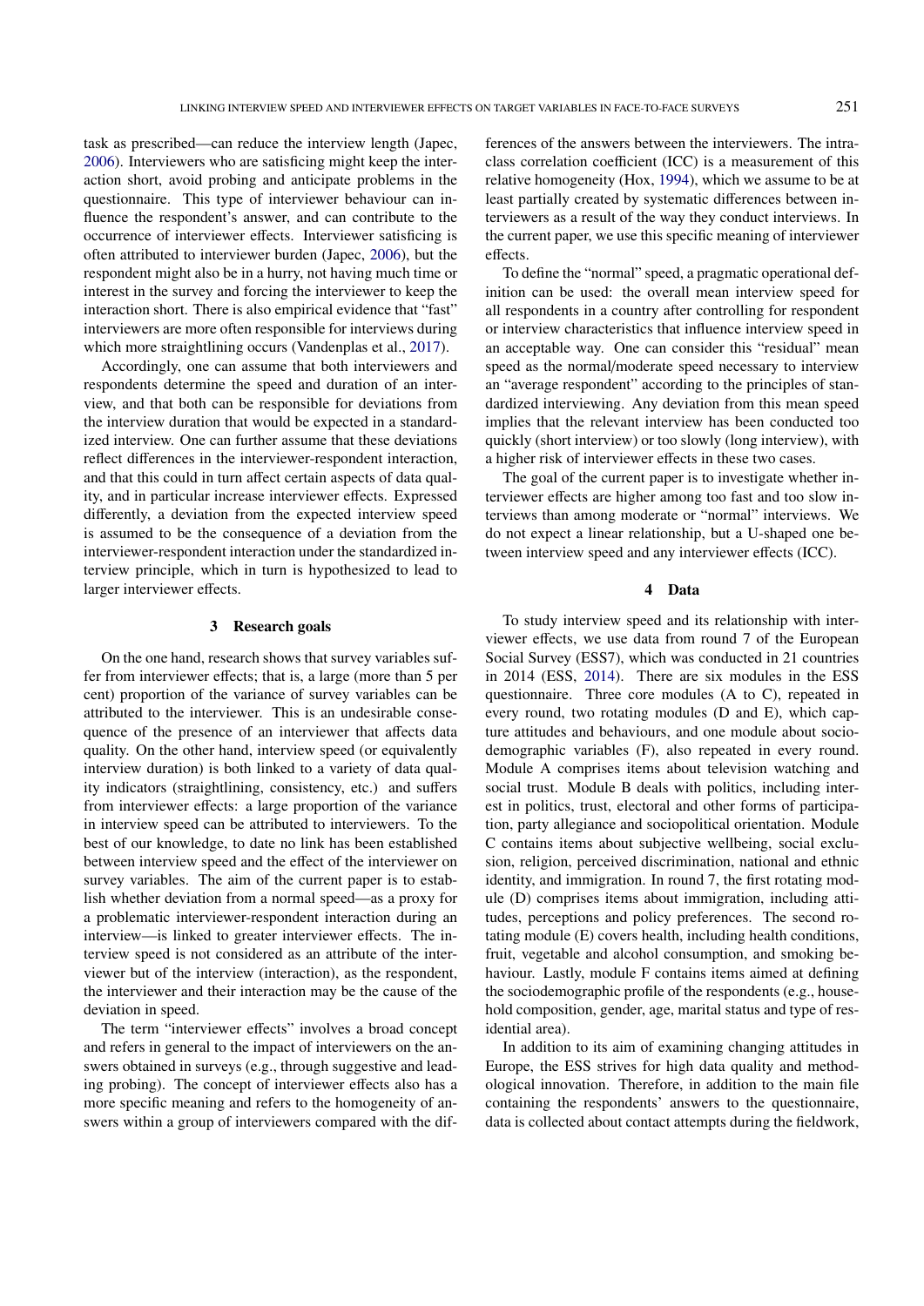task as prescribed—can reduce the interview length (Japec, 2006). Interviewers who are satisficing might keep the interaction short, avoid probing and anticipate problems in the questionnaire. This type of interviewer behaviour can influence the respondent's answer, and can contribute to the occurrence of interviewer effects. Interviewer satisficing is often attributed to interviewer burden (Japec, 2006), but the respondent might also be in a hurry, not having much time or interest in the survey and forcing the interviewer to keep the interaction short. There is also empirical evidence that "fast" interviewers are more often responsible for interviews during which more straightlining occurs (Vandenplas et al., 2017).

Accordingly, one can assume that both interviewers and respondents determine the speed and duration of an interview, and that both can be responsible for deviations from the interview duration that would be expected in a standardized interview. One can further assume that these deviations reflect differences in the interviewer-respondent interaction, and that this could in turn affect certain aspects of data quality, and in particular increase interviewer effects. Expressed differently, a deviation from the expected interview speed is assumed to be the consequence of a deviation from the interviewer-respondent interaction under the standardized interview principle, which in turn is hypothesized to lead to larger interviewer effects.

## 3 Research goals

On the one hand, research shows that survey variables suffer from interviewer effects; that is, a large (more than 5 per cent) proportion of the variance of survey variables can be attributed to the interviewer. This is an undesirable consequence of the presence of an interviewer that affects data quality. On the other hand, interview speed (or equivalently interview duration) is both linked to a variety of data quality indicators (straightlining, consistency, etc.) and suffers from interviewer effects: a large proportion of the variance in interview speed can be attributed to interviewers. To the best of our knowledge, to date no link has been established between interview speed and the effect of the interviewer on survey variables. The aim of the current paper is to establish whether deviation from a normal speed—as a proxy for a problematic interviewer-respondent interaction during an interview—is linked to greater interviewer effects. The interview speed is not considered as an attribute of the interviewer but of the interview (interaction), as the respondent, the interviewer and their interaction may be the cause of the deviation in speed.

The term "interviewer effects" involves a broad concept and refers in general to the impact of interviewers on the answers obtained in surveys (e.g., through suggestive and leading probing). The concept of interviewer effects also has a more specific meaning and refers to the homogeneity of answers within a group of interviewers compared with the differences of the answers between the interviewers. The intraclass correlation coefficient (ICC) is a measurement of this relative homogeneity (Hox, 1994), which we assume to be at least partially created by systematic differences between interviewers as a result of the way they conduct interviews. In the current paper, we use this specific meaning of interviewer effects.

To define the "normal" speed, a pragmatic operational definition can be used: the overall mean interview speed for all respondents in a country after controlling for respondent or interview characteristics that influence interview speed in an acceptable way. One can consider this "residual" mean speed as the normal/moderate speed necessary to interview an "average respondent" according to the principles of standardized interviewing. Any deviation from this mean speed implies that the relevant interview has been conducted too quickly (short interview) or too slowly (long interview), with a higher risk of interviewer effects in these two cases.

The goal of the current paper is to investigate whether interviewer effects are higher among too fast and too slow interviews than among moderate or "normal" interviews. We do not expect a linear relationship, but a U-shaped one between interview speed and any interviewer effects (ICC).

## 4 Data

To study interview speed and its relationship with interviewer effects, we use data from round 7 of the European Social Survey (ESS7), which was conducted in 21 countries in 2014 (ESS, 2014). There are six modules in the ESS questionnaire. Three core modules (A to C), repeated in every round, two rotating modules (D and E), which capture attitudes and behaviours, and one module about sociodemographic variables (F), also repeated in every round. Module A comprises items about television watching and social trust. Module B deals with politics, including interest in politics, trust, electoral and other forms of participation, party allegiance and sociopolitical orientation. Module C contains items about subjective wellbeing, social exclusion, religion, perceived discrimination, national and ethnic identity, and immigration. In round 7, the first rotating module (D) comprises items about immigration, including attitudes, perceptions and policy preferences. The second rotating module (E) covers health, including health conditions, fruit, vegetable and alcohol consumption, and smoking behaviour. Lastly, module F contains items aimed at defining the sociodemographic profile of the respondents (e.g., household composition, gender, age, marital status and type of residential area).

In addition to its aim of examining changing attitudes in Europe, the ESS strives for high data quality and methodological innovation. Therefore, in addition to the main file containing the respondents' answers to the questionnaire, data is collected about contact attempts during the fieldwork,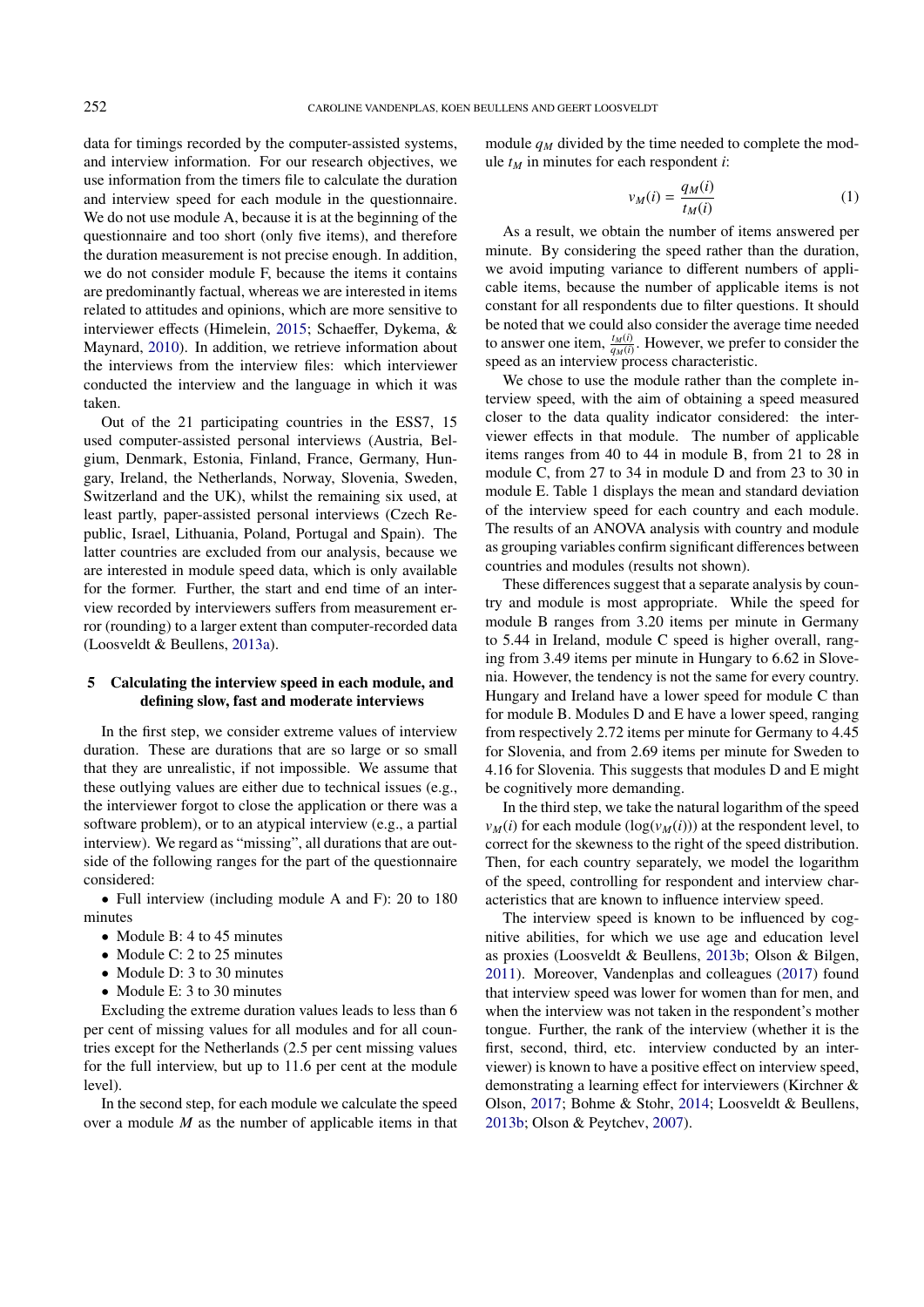data for timings recorded by the computer-assisted systems, and interview information. For our research objectives, we use information from the timers file to calculate the duration and interview speed for each module in the questionnaire. We do not use module A, because it is at the beginning of the questionnaire and too short (only five items), and therefore the duration measurement is not precise enough. In addition, we do not consider module F, because the items it contains are predominantly factual, whereas we are interested in items related to attitudes and opinions, which are more sensitive to interviewer effects (Himelein, 2015; Schaeffer, Dykema, & Maynard, 2010). In addition, we retrieve information about the interviews from the interview files: which interviewer conducted the interview and the language in which it was taken.

Out of the 21 participating countries in the ESS7, 15 used computer-assisted personal interviews (Austria, Belgium, Denmark, Estonia, Finland, France, Germany, Hungary, Ireland, the Netherlands, Norway, Slovenia, Sweden, Switzerland and the UK), whilst the remaining six used, at least partly, paper-assisted personal interviews (Czech Republic, Israel, Lithuania, Poland, Portugal and Spain). The latter countries are excluded from our analysis, because we are interested in module speed data, which is only available for the former. Further, the start and end time of an interview recorded by interviewers suffers from measurement error (rounding) to a larger extent than computer-recorded data (Loosveldt & Beullens, 2013a).

## 5 Calculating the interview speed in each module, and defining slow, fast and moderate interviews

In the first step, we consider extreme values of interview duration. These are durations that are so large or so small that they are unrealistic, if not impossible. We assume that these outlying values are either due to technical issues (e.g., the interviewer forgot to close the application or there was a software problem), or to an atypical interview (e.g., a partial interview). We regard as "missing", all durations that are outside of the following ranges for the part of the questionnaire considered:

- Full interview (including module A and F): 20 to 180 minutes
- Module B: 4 to 45 minutes
- Module C: 2 to 25 minutes
- Module D: 3 to 30 minutes
- Module E: 3 to 30 minutes

Excluding the extreme duration values leads to less than 6 per cent of missing values for all modules and for all countries except for the Netherlands (2.5 per cent missing values for the full interview, but up to 11.6 per cent at the module level).

In the second step, for each module we calculate the speed over a module $M$ as the number of applicable items in that module $q_M$ divided by the time needed to complete the module $t_M$ in minutes for each respondent $i$:

$$v_M(i) = \frac{q_M(i)}{t_M(i)} \tag{1}$$

As a result, we obtain the number of items answered per minute. By considering the speed rather than the duration, we avoid imputing variance to different numbers of applicable items, because the number of applicable items is not constant for all respondents due to filter questions. It should be noted that we could also consider the average time needed to answer one item, $\frac{t_M(i)}{q_M(i)}$. However, we prefer to consider the speed as an interview process characteristic.

We chose to use the module rather than the complete interview speed, with the aim of obtaining a speed measured closer to the data quality indicator considered: the interviewer effects in that module. The number of applicable items ranges from 40 to 44 in module B, from 21 to 28 in module C, from 27 to 34 in module D and from 23 to 30 in module E. Table 1 displays the mean and standard deviation of the interview speed for each country and each module. The results of an ANOVA analysis with country and module as grouping variables confirm significant differences between countries and modules (results not shown).

These differences suggest that a separate analysis by country and module is most appropriate. While the speed for module B ranges from 3.20 items per minute in Germany to 5.44 in Ireland, module C speed is higher overall, ranging from 3.49 items per minute in Hungary to 6.62 in Slovenia. However, the tendency is not the same for every country. Hungary and Ireland have a lower speed for module C than for module B. Modules D and E have a lower speed, ranging from respectively 2.72 items per minute for Germany to 4.45 for Slovenia, and from 2.69 items per minute for Sweden to 4.16 for Slovenia. This suggests that modules D and E might be cognitively more demanding.

In the third step, we take the natural logarithm of the speed $v_M(i)$ for each module ($\log(v_M(i))$) at the respondent level, to correct for the skewness to the right of the speed distribution. Then, for each country separately, we model the logarithm of the speed, controlling for respondent and interview characteristics that are known to influence interview speed.

The interview speed is known to be influenced by cognitive abilities, for which we use age and education level as proxies (Loosveldt & Beullens, 2013b; Olson & Bilgen, 2011). Moreover, Vandenplas and colleagues (2017) found that interview speed was lower for women than for men, and when the interview was not taken in the respondent's mother tongue. Further, the rank of the interview (whether it is the first, second, third, etc. interview conducted by an interviewer) is known to have a positive effect on interview speed, demonstrating a learning effect for interviewers (Kirchner & Olson, 2017; Bohme & Stohr, 2014; Loosveldt & Beullens, 2013b; Olson & Peytchev, 2007).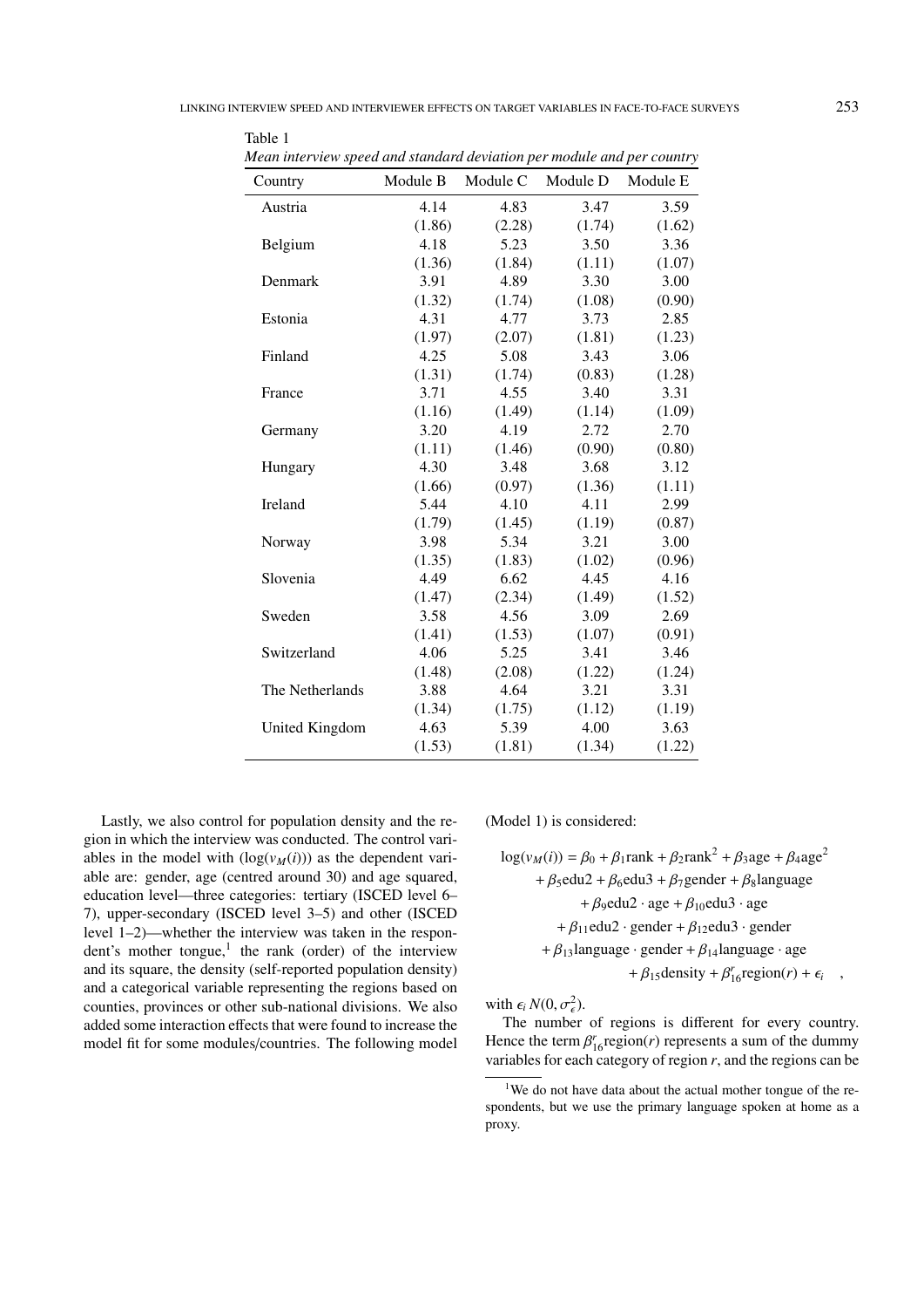Table 1
*Mean interview speed and standard deviation per module and per country*

| Country | Module B | Module C | Module D | Module E |
|---|---|---|---|---|
| Austria | 4.14 | 4.83 | 3.47 | 3.59 |
| | (1.86) | (2.28) | (1.74) | (1.62) |
| Belgium | 4.18 | 5.23 | 3.50 | 3.36 |
| | (1.36) | (1.84) | (1.11) | (1.07) |
| Denmark | 3.91 | 4.89 | 3.30 | 3.00 |
| | (1.32) | (1.74) | (1.08) | (0.90) |
| Estonia | 4.31 | 4.77 | 3.73 | 2.85 |
| | (1.97) | (2.07) | (1.81) | (1.23) |
| Finland | 4.25 | 5.08 | 3.43 | 3.06 |
| | (1.31) | (1.74) | (0.83) | (1.28) |
| France | 3.71 | 4.55 | 3.40 | 3.31 |
| | (1.16) | (1.49) | (1.14) | (1.09) |
| Germany | 3.20 | 4.19 | 2.72 | 2.70 |
| | (1.11) | (1.46) | (0.90) | (0.80) |
| Hungary | 4.30 | 3.48 | 3.68 | 3.12 |
| | (1.66) | (0.97) | (1.36) | (1.11) |
| Ireland | 5.44 | 4.10 | 4.11 | 2.99 |
| | (1.79) | (1.45) | (1.19) | (0.87) |
| Norway | 3.98 | 5.34 | 3.21 | 3.00 |
| | (1.35) | (1.83) | (1.02) | (0.96) |
| Slovenia | 4.49 | 6.62 | 4.45 | 4.16 |
| | (1.47) | (2.34) | (1.49) | (1.52) |
| Sweden | 3.58 | 4.56 | 3.09 | 2.69 |
| | (1.41) | (1.53) | (1.07) | (0.91) |
| Switzerland | 4.06 | 5.25 | 3.41 | 3.46 |
| | (1.48) | (2.08) | (1.22) | (1.24) |
| The Netherlands | 3.88 | 4.64 | 3.21 | 3.31 |
| | (1.34) | (1.75) | (1.12) | (1.19) |
| United Kingdom | 4.63 | 5.39 | 4.00 | 3.63 |
| | (1.53) | (1.81) | (1.34) | (1.22) |

Lastly, we also control for population density and the region in which the interview was conducted. The control variables in the model with $(\log(v_M(i)))$ as the dependent variable are: gender, age (centred around 30) and age squared, education level—three categories: tertiary (ISCED level 6–7), upper-secondary (ISCED level 3–5) and other (ISCED level 1–2)—whether the interview was taken in the respondent's mother tongue,[1] the rank (order) of the interview and its square, the density (self-reported population density) and a categorical variable representing the regions based on counties, provinces or other sub-national divisions. We also added some interaction effects that were found to increase the model fit for some modules/countries. The following model (Model 1) is considered:

$$
\begin{aligned}
\log(v_M(i)) = \beta_0 &+ \beta_1 \text{rank} + \beta_2 \text{rank}^2 + \beta_3 \text{age} + \beta_4 \text{age}^2 \\
&+ \beta_5 \text{edu2} + \beta_6 \text{edu3} + \beta_7 \text{gender} + \beta_8 \text{language} \\
&+ \beta_9 \text{edu2} \cdot \text{age} + \beta_{10} \text{edu3} \cdot \text{age} \\
&+ \beta_{11} \text{edu2} \cdot \text{gender} + \beta_{12} \text{edu3} \cdot \text{gender} \\
&+ \beta_{13} \text{language} \cdot \text{gender} + \beta_{14} \text{language} \cdot \text{age} \\
&+ \beta_{15} \text{density} + \beta_{16}^{r} \text{region}(r) + \epsilon_i \quad ,
\end{aligned}
$$

with $\epsilon_i \, N(0, \sigma_\epsilon^2)$.

The number of regions is different for every country. Hence the term $\beta_{16}^{r}\text{region}(r)$ represents a sum of the dummy variables for each category of region $r$, and the regions can be

[1] We do not have data about the actual mother tongue of the respondents, but we use the primary language spoken at home as a proxy.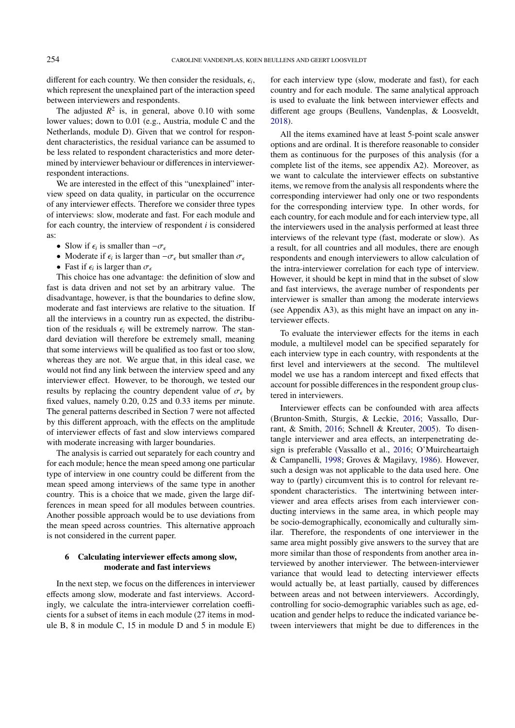different for each country. We then consider the residuals, $\epsilon_i$, which represent the unexplained part of the interaction speed between interviewers and respondents.

The adjusted $R^2$ is, in general, above 0.10 with some lower values; down to 0.01 (e.g., Austria, module C and the Netherlands, module D). Given that we control for respondent characteristics, the residual variance can be assumed to be less related to respondent characteristics and more determined by interviewer behaviour or differences in interviewer-respondent interactions.

We are interested in the effect of this "unexplained" interview speed on data quality, in particular on the occurrence of any interviewer effects. Therefore we consider three types of interviews: slow, moderate and fast. For each module and for each country, the interview of respondent $i$ is considered as:

- Slow if $\epsilon_i$ is smaller than $-\sigma_\epsilon$
- Moderate if $\epsilon_i$ is larger than $-\sigma_\epsilon$ but smaller than $\sigma_\epsilon$
- Fast if $\epsilon_i$ is larger than $\sigma_\epsilon$

This choice has one advantage: the definition of slow and fast is data driven and not set by an arbitrary value. The disadvantage, however, is that the boundaries to define slow, moderate and fast interviews are relative to the situation. If all the interviews in a country run as expected, the distribution of the residuals $\epsilon_i$ will be extremely narrow. The standard deviation will therefore be extremely small, meaning that some interviews will be qualified as too fast or too slow, whereas they are not. We argue that, in this ideal case, we would not find any link between the interview speed and any interviewer effect. However, to be thorough, we tested our results by replacing the country dependent value of $\sigma_\epsilon$ by fixed values, namely 0.20, 0.25 and 0.33 items per minute. The general patterns described in Section 7 were not affected by this different approach, with the effects on the amplitude of interviewer effects of fast and slow interviews compared with moderate increasing with larger boundaries.

The analysis is carried out separately for each country and for each module; hence the mean speed among one particular type of interview in one country could be different from the mean speed among interviews of the same type in another country. This is a choice that we made, given the large differences in mean speed for all modules between countries. Another possible approach would be to use deviations from the mean speed across countries. This alternative approach is not considered in the current paper.

## 6 Calculating interviewer effects among slow, moderate and fast interviews

In the next step, we focus on the differences in interviewer effects among slow, moderate and fast interviews. Accordingly, we calculate the intra-interviewer correlation coefficients for a subset of items in each module (27 items in module B, 8 in module C, 15 in module D and 5 in module E) for each interview type (slow, moderate and fast), for each country and for each module. The same analytical approach is used to evaluate the link between interviewer effects and different age groups (Beullens, Vandenplas, & Loosveldt, 2018).

All the items examined have at least 5-point scale answer options and are ordinal. It is therefore reasonable to consider them as continuous for the purposes of this analysis (for a complete list of the items, see appendix A2). Moreover, as we want to calculate the interviewer effects on substantive items, we remove from the analysis all respondents where the corresponding interviewer had only one or two respondents for the corresponding interview type. In other words, for each country, for each module and for each interview type, all the interviewers used in the analysis performed at least three interviews of the relevant type (fast, moderate or slow). As a result, for all countries and all modules, there are enough respondents and enough interviewers to allow calculation of the intra-interviewer correlation for each type of interview. However, it should be kept in mind that in the subset of slow and fast interviews, the average number of respondents per interviewer is smaller than among the moderate interviews (see Appendix A3), as this might have an impact on any interviewer effects.

To evaluate the interviewer effects for the items in each module, a multilevel model can be specified separately for each interview type in each country, with respondents at the first level and interviewers at the second. The multilevel model we use has a random intercept and fixed effects that account for possible differences in the respondent group clustered in interviewers.

Interviewer effects can be confounded with area affects (Brunton-Smith, Sturgis, & Leckie, 2016; Vassallo, Durrant, & Smith, 2016; Schnell & Kreuter, 2005). To disentangle interviewer and area effects, an interpenetrating design is preferable (Vassallo et al., 2016; O'Muircheartaigh & Campanelli, 1998; Groves & Magilavy, 1986). However, such a design was not applicable to the data used here. One way to (partly) circumvent this is to control for relevant respondent characteristics. The intertwining between interviewer and area effects arises from each interviewer conducting interviews in the same area, in which people may be socio-demographically, economically and culturally similar. Therefore, the respondents of one interviewer in the same area might possibly give answers to the survey that are more similar than those of respondents from another area interviewed by another interviewer. The between-interviewer variance that would lead to detecting interviewer effects would actually be, at least partially, caused by differences between areas and not between interviewers. Accordingly, controlling for socio-demographic variables such as age, education and gender helps to reduce the indicated variance between interviewers that might be due to differences in the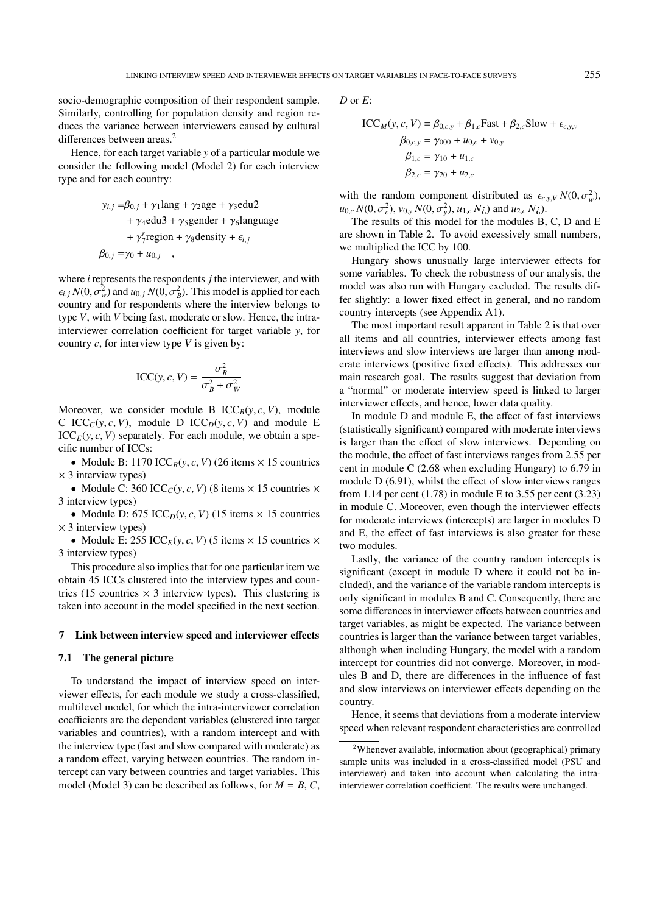socio-demographic composition of their respondent sample. Similarly, controlling for population density and region reduces the variance between interviewers caused by cultural differences between areas.[2]

Hence, for each target variable $y$ of a particular module we consider the following model (Model 2) for each interview type and for each country:

$$
\begin{aligned}
y_{i,j} =& \beta_{0,j} + \gamma_1 \text{lang} + \gamma_2 \text{age} + \gamma_3 \text{edu2} \\
& + \gamma_4 \text{edu3} + \gamma_5 \text{gender} + \gamma_6 \text{language} \\
& + \gamma_7^r \text{region} + \gamma_8 \text{density} + \epsilon_{i,j} \\
\beta_{0,j} =& \gamma_0 + u_{0,j} \quad ,
\end{aligned}
$$

where $i$ represents the respondents $j$ the interviewer, and with $\epsilon_{i,j}\, N(0, \sigma_w^2)$ and $u_{0,j}\, N(0, \sigma_B^2)$. This model is applied for each country and for respondents where the interview belongs to type $V$, with $V$ being fast, moderate or slow. Hence, the intra-interviewer correlation coefficient for target variable $y$, for country $c$, for interview type $V$ is given by:

$$
\text{ICC}(y, c, V) = \frac{\sigma_B^2}{\sigma_B^2 + \sigma_W^2}
$$

Moreover, we consider module B $\text{ICC}_B(y, c, V)$, module C $\text{ICC}_C(y, c, V)$, module D $\text{ICC}_D(y, c, V)$ and module E $\text{ICC}_E(y, c, V)$ separately. For each module, we obtain a specific number of ICCs:

- Module B: 1170 $\text{ICC}_B(y, c, V)$ (26 items × 15 countries × 3 interview types)
- Module C: 360 $\text{ICC}_C(y, c, V)$ (8 items × 15 countries × 3 interview types)
- Module D: 675 $\text{ICC}_D(y, c, V)$ (15 items × 15 countries × 3 interview types)
- Module E: 255 $\text{ICC}_E(y, c, V)$ (5 items × 15 countries × 3 interview types)

This procedure also implies that for one particular item we obtain 45 ICCs clustered into the interview types and countries (15 countries × 3 interview types). This clustering is taken into account in the model specified in the next section.

## 7 Link between interview speed and interviewer effects

### 7.1 The general picture

To understand the impact of interview speed on interviewer effects, for each module we study a cross-classified, multilevel model, for which the intra-interviewer correlation coefficients are the dependent variables (clustered into target variables and countries), with a random intercept and with the interview type (fast and slow compared with moderate) as a random effect, varying between countries. The random intercept can vary between countries and target variables. This model (Model 3) can be described as follows, for $M = B, C, D$ or $E$:

$$
\begin{aligned}
\text{ICC}_M(y, c, V) &= \beta_{0,c,y} + \beta_{1,c}\text{Fast} + \beta_{2,c}\text{Slow} + \epsilon_{c,y,v} \\
\beta_{0,c,y} &= \gamma_{000} + u_{0,c} + v_{0,y} \\
\beta_{1,c} &= \gamma_{10} + u_{1,c} \\
\beta_{2,c} &= \gamma_{20} + u_{2,c}
\end{aligned}
$$

with the random component distributed as $\epsilon_{c,y,V}\, N(0, \sigma_w^2)$, $u_{0,c}\, N(0, \sigma_c^2)$, $v_{0,y}\, N(0, \sigma_y^2)$, $u_{1,c}\, N¿)$ and $u_{2,c}\, N¿)$.

The results of this model for the modules B, C, D and E are shown in Table 2. To avoid excessively small numbers, we multiplied the ICC by 100.

Hungary shows unusually large interviewer effects for some variables. To check the robustness of our analysis, the model was also run with Hungary excluded. The results differ slightly: a lower fixed effect in general, and no random country intercepts (see Appendix A1).

The most important result apparent in Table 2 is that over all items and all countries, interviewer effects among fast interviews and slow interviews are larger than among moderate interviews (positive fixed effects). This addresses our main research goal. The results suggest that deviation from a "normal" or moderate interview speed is linked to larger interviewer effects, and hence, lower data quality.

In module D and module E, the effect of fast interviews (statistically significant) compared with moderate interviews is larger than the effect of slow interviews. Depending on the module, the effect of fast interviews ranges from 2.55 per cent in module C (2.68 when excluding Hungary) to 6.79 in module D (6.91), whilst the effect of slow interviews ranges from 1.14 per cent (1.78) in module E to 3.55 per cent (3.23) in module C. Moreover, even though the interviewer effects for moderate interviews (intercepts) are larger in modules D and E, the effect of fast interviews is also greater for these two modules.

Lastly, the variance of the country random intercepts is significant (except in module D where it could not be included), and the variance of the variable random intercepts is only significant in modules B and C. Consequently, there are some differences in interviewer effects between countries and target variables, as might be expected. The variance between countries is larger than the variance between target variables, although when including Hungary, the model with a random intercept for countries did not converge. Moreover, in modules B and D, there are differences in the influence of fast and slow interviews on interviewer effects depending on the country.

Hence, it seems that deviations from a moderate interview speed when relevant respondent characteristics are controlled

[2]Whenever available, information about (geographical) primary sample units was included in a cross-classified model (PSU and interviewer) and taken into account when calculating the intra-interviewer correlation coefficient. The results were unchanged.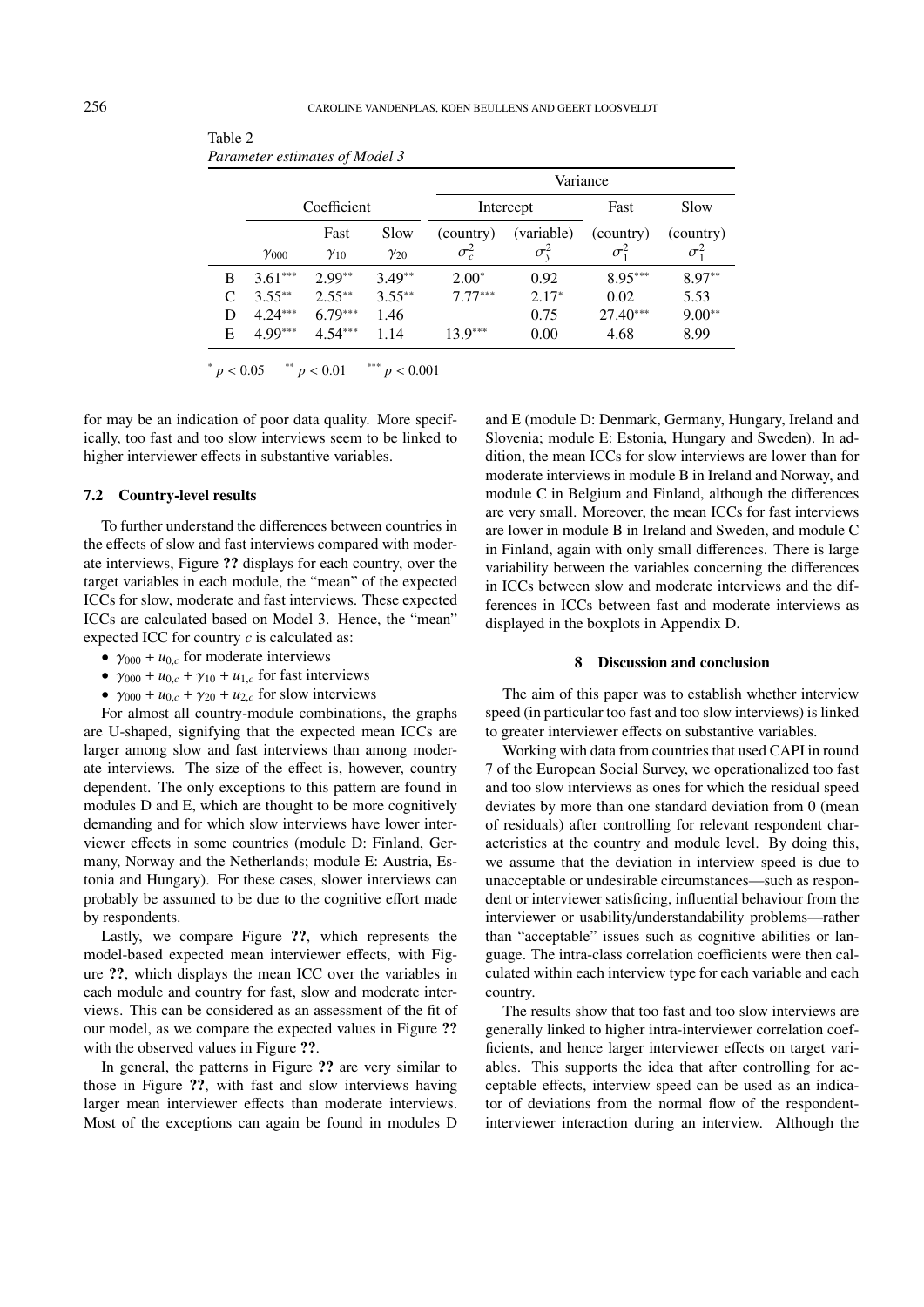Table 2
*Parameter estimates of Model 3*

| | Coefficient | | | Variance | | | |
|---|---|---|---|---|---|---|---|
| | | | | Intercept | | Fast | Slow |
| | | Fast | Slow | (country) | (variable) | (country) | (country) |
| | $\gamma_{000}$ | $\gamma_{10}$ | $\gamma_{20}$ | $\sigma_c^2$ | $\sigma_y^2$ | $\sigma_1^2$ | $\sigma_1^2$ |
| B | 3.61*** | 2.99** | 3.49** | 2.00* | 0.92 | 8.95*** | 8.97** |
| C | 3.55** | 2.55** | 3.55** | 7.77*** | 2.17* | 0.02 | 5.53 |
| D | 4.24*** | 6.79*** | 1.46 | | 0.75 | 27.40*** | 9.00** |
| E | 4.99*** | 4.54*** | 1.14 | 13.9*** | 0.00 | 4.68 | 8.99 |

\* $p < 0.05$   \*\* $p < 0.01$   \*\*\* $p < 0.001$

for may be an indication of poor data quality. More specifically, too fast and too slow interviews seem to be linked to higher interviewer effects in substantive variables.

### 7.2 Country-level results

To further understand the differences between countries in the effects of slow and fast interviews compared with moderate interviews, Figure ?? displays for each country, over the target variables in each module, the "mean" of the expected ICCs for slow, moderate and fast interviews. These expected ICCs are calculated based on Model 3. Hence, the "mean" expected ICC for country $c$ is calculated as:

- $\gamma_{000} + u_{0,c}$ for moderate interviews
- $\gamma_{000} + u_{0,c} + \gamma_{10} + u_{1,c}$ for fast interviews
- $\gamma_{000} + u_{0,c} + \gamma_{20} + u_{2,c}$ for slow interviews

For almost all country-module combinations, the graphs are U-shaped, signifying that the expected mean ICCs are larger among slow and fast interviews than among moderate interviews. The size of the effect is, however, country dependent. The only exceptions to this pattern are found in modules D and E, which are thought to be more cognitively demanding and for which slow interviews have lower interviewer effects in some countries (module D: Finland, Germany, Norway and the Netherlands; module E: Austria, Estonia and Hungary). For these cases, slower interviews can probably be assumed to be due to the cognitive effort made by respondents.

Lastly, we compare Figure ??, which represents the model-based expected mean interviewer effects, with Figure ??, which displays the mean ICC over the variables in each module and country for fast, slow and moderate interviews. This can be considered as an assessment of the fit of our model, as we compare the expected values in Figure ?? with the observed values in Figure ??.

In general, the patterns in Figure ?? are very similar to those in Figure ??, with fast and slow interviews having larger mean interviewer effects than moderate interviews. Most of the exceptions can again be found in modules D and E (module D: Denmark, Germany, Hungary, Ireland and Slovenia; module E: Estonia, Hungary and Sweden). In addition, the mean ICCs for slow interviews are lower than for moderate interviews in module B in Ireland and Norway, and module C in Belgium and Finland, although the differences are very small. Moreover, the mean ICCs for fast interviews are lower in module B in Ireland and Sweden, and module C in Finland, again with only small differences. There is large variability between the variables concerning the differences in ICCs between slow and moderate interviews and the differences in ICCs between fast and moderate interviews as displayed in the boxplots in Appendix D.

## 8 Discussion and conclusion

The aim of this paper was to establish whether interview speed (in particular too fast and too slow interviews) is linked to greater interviewer effects on substantive variables.

Working with data from countries that used CAPI in round 7 of the European Social Survey, we operationalized too fast and too slow interviews as ones for which the residual speed deviates by more than one standard deviation from 0 (mean of residuals) after controlling for relevant respondent characteristics at the country and module level. By doing this, we assume that the deviation in interview speed is due to unacceptable or undesirable circumstances—such as respondent or interviewer satisficing, influential behaviour from the interviewer or usability/understandability problems—rather than "acceptable" issues such as cognitive abilities or language. The intra-class correlation coefficients were then calculated within each interview type for each variable and each country.

The results show that too fast and too slow interviews are generally linked to higher intra-interviewer correlation coefficients, and hence larger interviewer effects on target variables. This supports the idea that after controlling for acceptable effects, interview speed can be used as an indicator of deviations from the normal flow of the respondent-interviewer interaction during an interview. Although the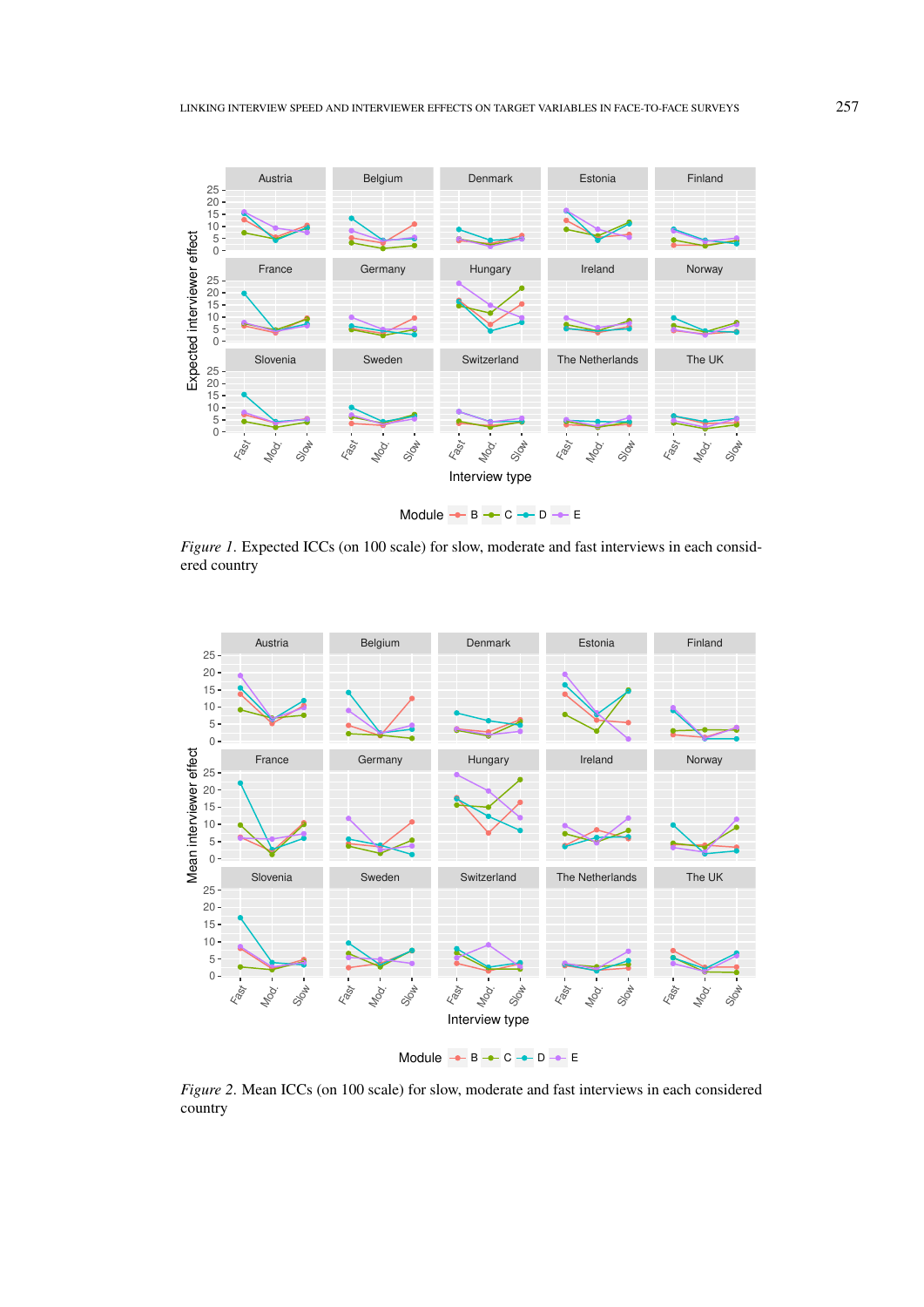*Figure 1*. Expected ICCs (on 100 scale) for slow, moderate and fast interviews in each considered country

*Figure 2*. Mean ICCs (on 100 scale) for slow, moderate and fast interviews in each considered country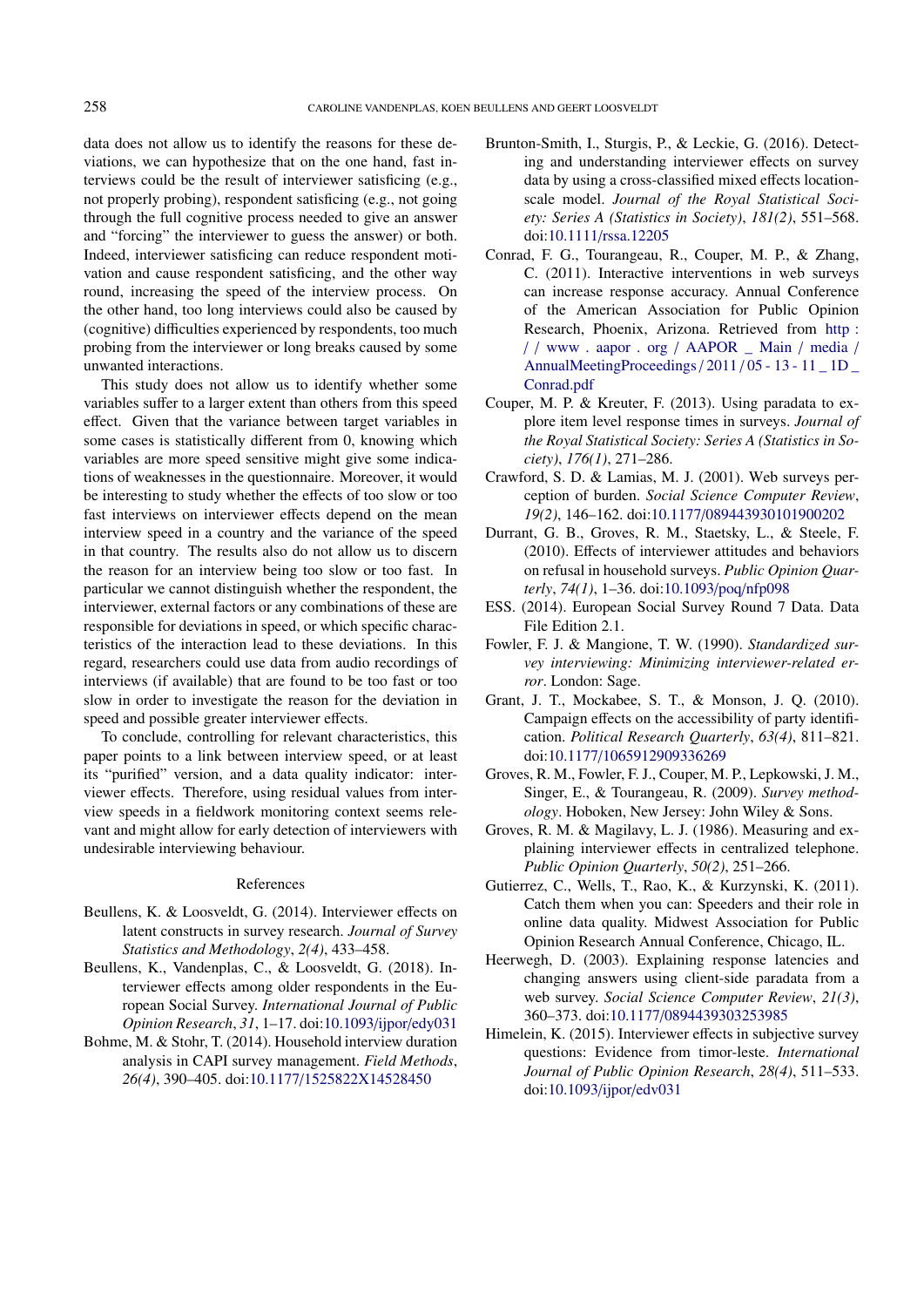data does not allow us to identify the reasons for these deviations, we can hypothesize that on the one hand, fast interviews could be the result of interviewer satisficing (e.g., not properly probing), respondent satisficing (e.g., not going through the full cognitive process needed to give an answer and "forcing" the interviewer to guess the answer) or both. Indeed, interviewer satisficing can reduce respondent motivation and cause respondent satisficing, and the other way round, increasing the speed of the interview process. On the other hand, too long interviews could also be caused by (cognitive) difficulties experienced by respondents, too much probing from the interviewer or long breaks caused by some unwanted interactions.

This study does not allow us to identify whether some variables suffer to a larger extent than others from this speed effect. Given that the variance between target variables in some cases is statistically different from 0, knowing which variables are more speed sensitive might give some indications of weaknesses in the questionnaire. Moreover, it would be interesting to study whether the effects of too slow or too fast interviews on interviewer effects depend on the mean interview speed in a country and the variance of the speed in that country. The results also do not allow us to discern the reason for an interview being too slow or too fast. In particular we cannot distinguish whether the respondent, the interviewer, external factors or any combinations of these are responsible for deviations in speed, or which specific characteristics of the interaction lead to these deviations. In this regard, researchers could use data from audio recordings of interviews (if available) that are found to be too fast or too slow in order to investigate the reason for the deviation in speed and possible greater interviewer effects.

To conclude, controlling for relevant characteristics, this paper points to a link between interview speed, or at least its "purified" version, and a data quality indicator: interviewer effects. Therefore, using residual values from interview speeds in a fieldwork monitoring context seems relevant and might allow for early detection of interviewers with undesirable interviewing behaviour.

## References

Beullens, K. & Loosveldt, G. (2014). Interviewer effects on latent constructs in survey research. *Journal of Survey Statistics and Methodology*, *2(4)*, 433–458.

Beullens, K., Vandenplas, C., & Loosveldt, G. (2018). Interviewer effects among older respondents in the European Social Survey. *International Journal of Public Opinion Research*, *31*, 1–17. doi:10.1093/ijpor/edy031

Bohme, M. & Stohr, T. (2014). Household interview duration analysis in CAPI survey management. *Field Methods*, *26(4)*, 390–405. doi:10.1177/1525822X14528450

Brunton-Smith, I., Sturgis, P., & Leckie, G. (2016). Detecting and understanding interviewer effects on survey data by using a cross-classified mixed effects location-scale model. *Journal of the Royal Statistical Society: Series A (Statistics in Society)*, *181(2)*, 551–568. doi:10.1111/rssa.12205

Conrad, F. G., Tourangeau, R., Couper, M. P., & Zhang, C. (2011). Interactive interventions in web surveys can increase response accuracy. Annual Conference of the American Association for Public Opinion Research, Phoenix, Arizona. Retrieved from http://www.aapor.org/AAPOR_Main/media/AnnualMeetingProceedings/2011/05-13-11_1D_Conrad.pdf

Couper, M. P. & Kreuter, F. (2013). Using paradata to explore item level response times in surveys. *Journal of the Royal Statistical Society: Series A (Statistics in Society)*, *176(1)*, 271–286.

Crawford, S. D. & Lamias, M. J. (2001). Web surveys perception of burden. *Social Science Computer Review*, *19(2)*, 146–162. doi:10.1177/089443930101900202

Durrant, G. B., Groves, R. M., Staetsky, L., & Steele, F. (2010). Effects of interviewer attitudes and behaviors on refusal in household surveys. *Public Opinion Quarterly*, *74(1)*, 1–36. doi:10.1093/poq/nfp098

ESS. (2014). European Social Survey Round 7 Data. Data File Edition 2.1.

Fowler, F. J. & Mangione, T. W. (1990). *Standardized survey interviewing: Minimizing interviewer-related error*. London: Sage.

Grant, J. T., Mockabee, S. T., & Monson, J. Q. (2010). Campaign effects on the accessibility of party identification. *Political Research Quarterly*, *63(4)*, 811–821. doi:10.1177/1065912909336269

Groves, R. M., Fowler, F. J., Couper, M. P., Lepkowski, J. M., Singer, E., & Tourangeau, R. (2009). *Survey methodology*. Hoboken, New Jersey: John Wiley & Sons.

Groves, R. M. & Magilavy, L. J. (1986). Measuring and explaining interviewer effects in centralized telephone. *Public Opinion Quarterly*, *50(2)*, 251–266.

Gutierrez, C., Wells, T., Rao, K., & Kurzynski, K. (2011). Catch them when you can: Speeders and their role in online data quality. Midwest Association for Public Opinion Research Annual Conference, Chicago, IL.

Heerwegh, D. (2003). Explaining response latencies and changing answers using client-side paradata from a web survey. *Social Science Computer Review*, *21(3)*, 360–373. doi:10.1177/0894439303253985

Himelein, K. (2015). Interviewer effects in subjective survey questions: Evidence from timor-leste. *International Journal of Public Opinion Research*, *28(4)*, 511–533. doi:10.1093/ijpor/edv031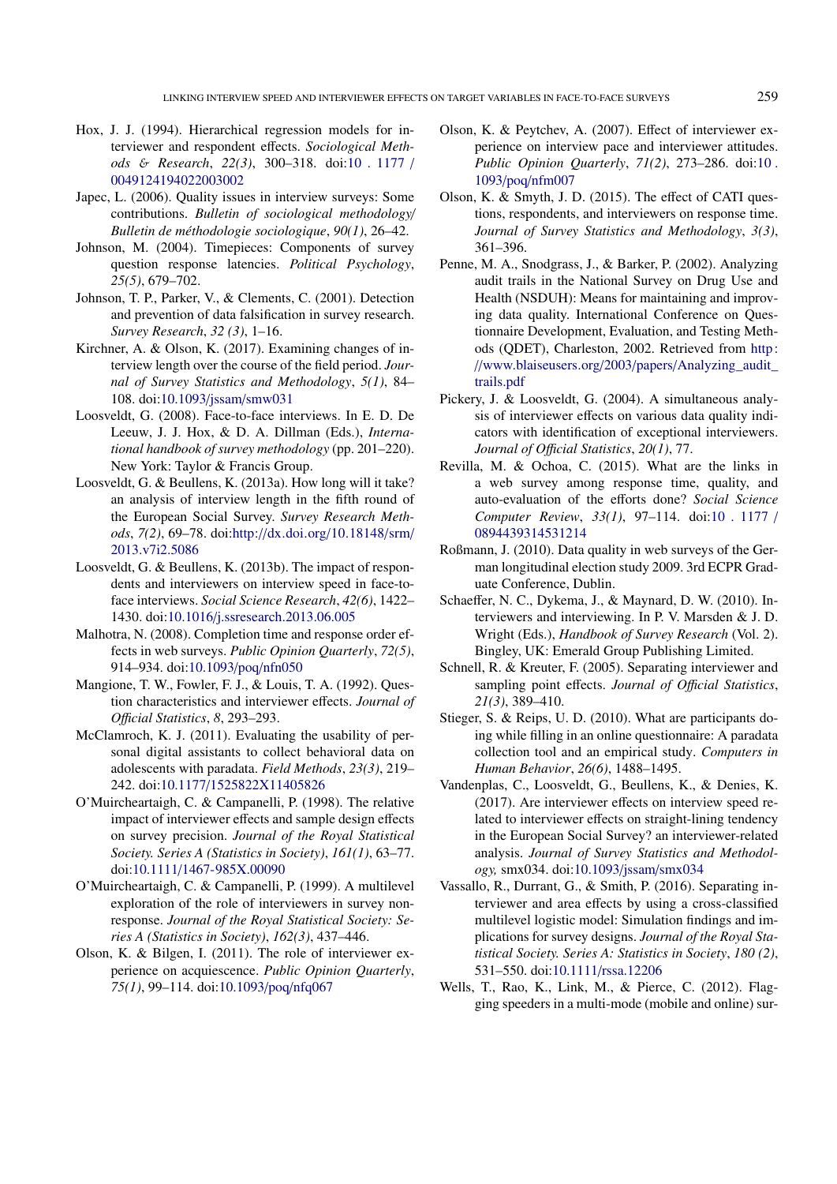Hox, J. J. (1994). Hierarchical regression models for interviewer and respondent effects. *Sociological Methods & Research*, *22(3)*, 300–318. doi:10.1177/0049124194022003002

Japec, L. (2006). Quality issues in interview surveys: Some contributions. *Bulletin of sociological methodology/ Bulletin de méthodologie sociologique*, *90(1)*, 26–42.

Johnson, M. (2004). Timepieces: Components of survey question response latencies. *Political Psychology*, *25(5)*, 679–702.

Johnson, T. P., Parker, V., & Clements, C. (2001). Detection and prevention of data falsification in survey research. *Survey Research*, *32 (3)*, 1–16.

Kirchner, A. & Olson, K. (2017). Examining changes of interview length over the course of the field period. *Journal of Survey Statistics and Methodology*, *5(1)*, 84–108. doi:10.1093/jssam/smw031

Loosveldt, G. (2008). Face-to-face interviews. In E. D. De Leeuw, J. J. Hox, & D. A. Dillman (Eds.), *International handbook of survey methodology* (pp. 201–220). New York: Taylor & Francis Group.

Loosveldt, G. & Beullens, K. (2013a). How long will it take? an analysis of interview length in the fifth round of the European Social Survey. *Survey Research Methods*, *7(2)*, 69–78. doi:http://dx.doi.org/10.18148/srm/2013.v7i2.5086

Loosveldt, G. & Beullens, K. (2013b). The impact of respondents and interviewers on interview speed in face-to-face interviews. *Social Science Research*, *42(6)*, 1422–1430. doi:10.1016/j.ssresearch.2013.06.005

Malhotra, N. (2008). Completion time and response order effects in web surveys. *Public Opinion Quarterly*, *72(5)*, 914–934. doi:10.1093/poq/nfn050

Mangione, T. W., Fowler, F. J., & Louis, T. A. (1992). Question characteristics and interviewer effects. *Journal of Official Statistics*, *8*, 293–293.

McClamroch, K. J. (2011). Evaluating the usability of personal digital assistants to collect behavioral data on adolescents with paradata. *Field Methods*, *23(3)*, 219–242. doi:10.1177/1525822X11405826

O'Muircheartaigh, C. & Campanelli, P. (1998). The relative impact of interviewer effects and sample design effects on survey precision. *Journal of the Royal Statistical Society. Series A (Statistics in Society)*, *161(1)*, 63–77. doi:10.1111/1467-985X.00090

O'Muircheartaigh, C. & Campanelli, P. (1999). A multilevel exploration of the role of interviewers in survey nonresponse. *Journal of the Royal Statistical Society: Series A (Statistics in Society)*, *162(3)*, 437–446.

Olson, K. & Bilgen, I. (2011). The role of interviewer experience on acquiescence. *Public Opinion Quarterly*, *75(1)*, 99–114. doi:10.1093/poq/nfq067

Olson, K. & Peytchev, A. (2007). Effect of interviewer experience on interview pace and interviewer attitudes. *Public Opinion Quarterly*, *71(2)*, 273–286. doi:10.1093/poq/nfm007

Olson, K. & Smyth, J. D. (2015). The effect of CATI questions, respondents, and interviewers on response time. *Journal of Survey Statistics and Methodology*, *3(3)*, 361–396.

Penne, M. A., Snodgrass, J., & Barker, P. (2002). Analyzing audit trails in the National Survey on Drug Use and Health (NSDUH): Means for maintaining and improving data quality. International Conference on Questionnaire Development, Evaluation, and Testing Methods (QDET), Charleston, 2002. Retrieved from http://www.blaiseusers.org/2003/papers/Analyzing_audit_trails.pdf

Pickery, J. & Loosveldt, G. (2004). A simultaneous analysis of interviewer effects on various data quality indicators with identification of exceptional interviewers. *Journal of Official Statistics*, *20(1)*, 77.

Revilla, M. & Ochoa, C. (2015). What are the links in a web survey among response time, quality, and auto-evaluation of the efforts done? *Social Science Computer Review*, *33(1)*, 97–114. doi:10.1177/0894439314531214

Roßmann, J. (2010). Data quality in web surveys of the German longitudinal election study 2009. 3rd ECPR Graduate Conference, Dublin.

Schaeffer, N. C., Dykema, J., & Maynard, D. W. (2010). Interviewers and interviewing. In P. V. Marsden & J. D. Wright (Eds.), *Handbook of Survey Research* (Vol. 2). Bingley, UK: Emerald Group Publishing Limited.

Schnell, R. & Kreuter, F. (2005). Separating interviewer and sampling point effects. *Journal of Official Statistics*, *21(3)*, 389–410.

Stieger, S. & Reips, U. D. (2010). What are participants doing while filling in an online questionnaire: A paradata collection tool and an empirical study. *Computers in Human Behavior*, *26(6)*, 1488–1495.

Vandenplas, C., Loosveldt, G., Beullens, K., & Denies, K. (2017). Are interviewer effects on interview speed related to interviewer effects on straight-lining tendency in the European Social Survey? an interviewer-related analysis. *Journal of Survey Statistics and Methodology*, smx034. doi:10.1093/jssam/smx034

Vassallo, R., Durrant, G., & Smith, P. (2016). Separating interviewer and area effects by using a cross-classified multilevel logistic model: Simulation findings and implications for survey designs. *Journal of the Royal Statistical Society. Series A: Statistics in Society*, *180 (2)*, 531–550. doi:10.1111/rssa.12206

Wells, T., Rao, K., Link, M., & Pierce, C. (2012). Flagging speeders in a multi-mode (mobile and online) sur-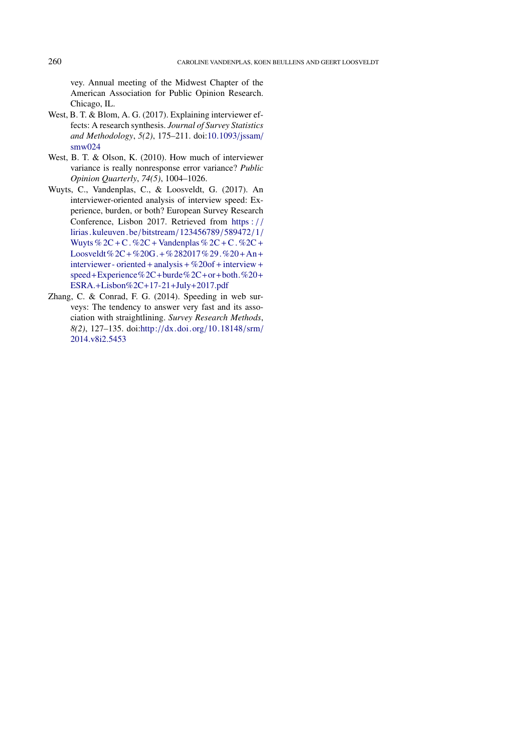vey. Annual meeting of the Midwest Chapter of the American Association for Public Opinion Research. Chicago, IL.

West, B. T. & Blom, A. G. (2017). Explaining interviewer effects: A research synthesis. *Journal of Survey Statistics and Methodology*, *5(2)*, 175–211. doi:10.1093/jssam/smw024

West, B. T. & Olson, K. (2010). How much of interviewer variance is really nonresponse error variance? *Public Opinion Quarterly*, *74(5)*, 1004–1026.

Wuyts, C., Vandenplas, C., & Loosveldt, G. (2017). An interviewer-oriented analysis of interview speed: Experience, burden, or both? European Survey Research Conference, Lisbon 2017. Retrieved from https://lirias.kuleuven.be/bitstream/123456789/589472/1/Wuyts%2C+C.%2C+Vandenplas%2C+C.%2C+Loosveldt%2C+%20G.+%282017%29.%20+An+interviewer-oriented+analysis+%20of+interview+speed+Experience%2C+burde%2C+or+both.%20+ESRA.+Lisbon%2C+17-21+July+2017.pdf

Zhang, C. & Conrad, F. G. (2014). Speeding in web surveys: The tendency to answer very fast and its association with straightlining. *Survey Research Methods*, *8(2)*, 127–135. doi:http://dx.doi.org/10.18148/srm/2014.v8i2.5453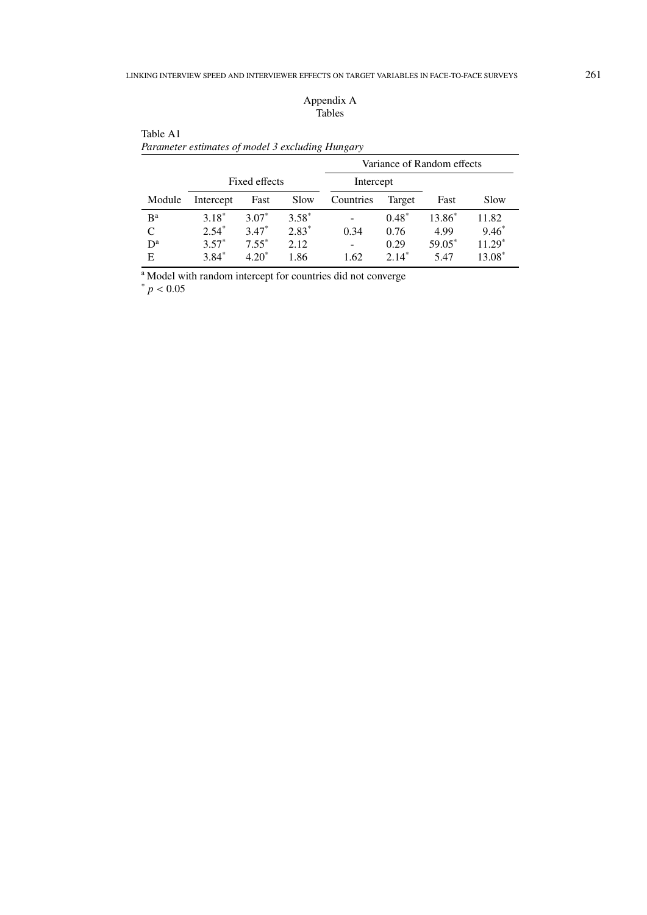# Appendix A
## Tables

Table A1
*Parameter estimates of model 3 excluding Hungary*

| | Fixed effects | | | Variance of Random effects | | | |
|---|---|---|---|---|---|---|---|
| | | | | Intercept | | | |
| Module | Intercept | Fast | Slow | Countries | Target | Fast | Slow |
| B[a] | 3.18* | 3.07* | 3.58* | - | 0.48* | 13.86* | 11.82 |
| C | 2.54* | 3.47* | 2.83* | 0.34 | 0.76 | 4.99 | 9.46* |
| D[a] | 3.57* | 7.55* | 2.12 | - | 0.29 | 59.05* | 11.29* |
| E | 3.84* | 4.20* | 1.86 | 1.62 | 2.14* | 5.47 | 13.08* |

[a] Model with random intercept for countries did not converge

* $p < 0.05$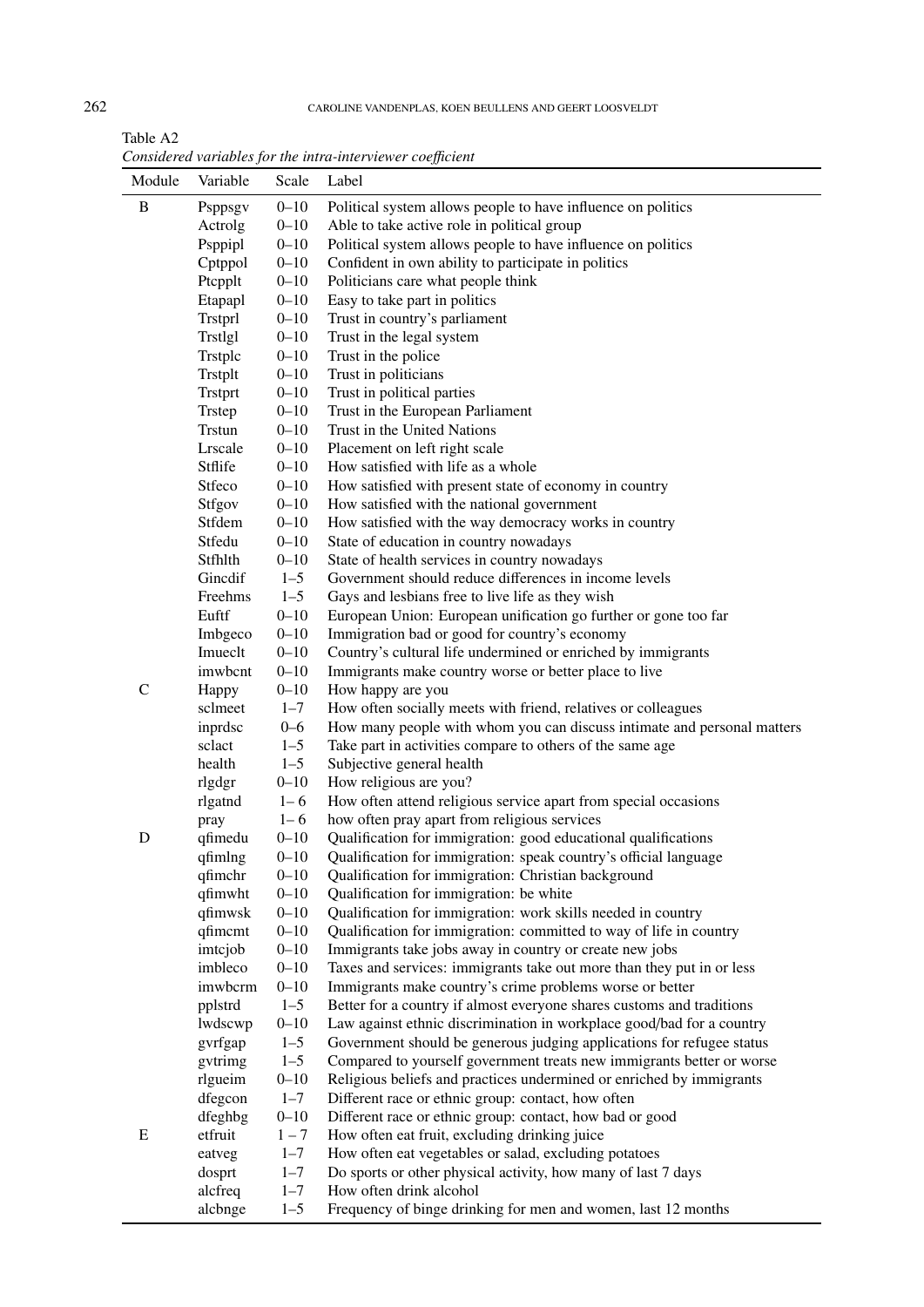Table A2
*Considered variables for the intra-interviewer coefficient*

| Module | Variable | Scale | Label |
|---|---|---|---|
| B | Psppsgv | 0–10 | Political system allows people to have influence on politics |
| | Actrolg | 0–10 | Able to take active role in political group |
| | Psppipl | 0–10 | Political system allows people to have influence on politics |
| | Cptppol | 0–10 | Confident in own ability to participate in politics |
| | Ptcpplt | 0–10 | Politicians care what people think |
| | Etapapl | 0–10 | Easy to take part in politics |
| | Trstprl | 0–10 | Trust in country's parliament |
| | Trstlgl | 0–10 | Trust in the legal system |
| | Trstplc | 0–10 | Trust in the police |
| | Trstplt | 0–10 | Trust in politicians |
| | Trstprt | 0–10 | Trust in political parties |
| | Trstep | 0–10 | Trust in the European Parliament |
| | Trstun | 0–10 | Trust in the United Nations |
| | Lrscale | 0–10 | Placement on left right scale |
| | Stflife | 0–10 | How satisfied with life as a whole |
| | Stfeco | 0–10 | How satisfied with present state of economy in country |
| | Stfgov | 0–10 | How satisfied with the national government |
| | Stfdem | 0–10 | How satisfied with the way democracy works in country |
| | Stfedu | 0–10 | State of education in country nowadays |
| | Stfhlth | 0–10 | State of health services in country nowadays |
| | Gincdif | 1–5 | Government should reduce differences in income levels |
| | Freehms | 1–5 | Gays and lesbians free to live life as they wish |
| | Euftf | 0–10 | European Union: European unification go further or gone too far |
| | Imbgeco | 0–10 | Immigration bad or good for country's economy |
| | Imueclt | 0–10 | Country's cultural life undermined or enriched by immigrants |
| | imwbcnt | 0–10 | Immigrants make country worse or better place to live |
| C | Happy | 0–10 | How happy are you |
| | sclmeet | 1–7 | How often socially meets with friend, relatives or colleagues |
| | inprdsc | 0–6 | How many people with whom you can discuss intimate and personal matters |
| | sclact | 1–5 | Take part in activities compare to others of the same age |
| | health | 1–5 | Subjective general health |
| | rlgdgr | 0–10 | How religious are you? |
| | rlgatnd | 1– 6 | How often attend religious service apart from special occasions |
| | pray | 1– 6 | how often pray apart from religious services |
| D | qfimedu | 0–10 | Qualification for immigration: good educational qualifications |
| | qfimlng | 0–10 | Qualification for immigration: speak country's official language |
| | qfimchr | 0–10 | Qualification for immigration: Christian background |
| | qfimwht | 0–10 | Qualification for immigration: be white |
| | qfimwsk | 0–10 | Qualification for immigration: work skills needed in country |
| | qfimcmt | 0–10 | Qualification for immigration: committed to way of life in country |
| | imtcjob | 0–10 | Immigrants take jobs away in country or create new jobs |
| | imbleco | 0–10 | Taxes and services: immigrants take out more than they put in or less |
| | imwbcrm | 0–10 | Immigrants make country's crime problems worse or better |
| | pplstrd | 1–5 | Better for a country if almost everyone shares customs and traditions |
| | lwdscwp | 0–10 | Law against ethnic discrimination in workplace good/bad for a country |
| | gvrfgap | 1–5 | Government should be generous judging applications for refugee status |
| | gvtrimg | 1–5 | Compared to yourself government treats new immigrants better or worse |
| | rlgueim | 0–10 | Religious beliefs and practices undermined or enriched by immigrants |
| | dfegcon | 1–7 | Different race or ethnic group: contact, how often |
| | dfeghbg | 0–10 | Different race or ethnic group: contact, how bad or good |
| E | etfruit | 1 – 7 | How often eat fruit, excluding drinking juice |
| | eatveg | 1–7 | How often eat vegetables or salad, excluding potatoes |
| | dosprt | 1–7 | Do sports or other physical activity, how many of last 7 days |
| | alcfreq | 1–7 | How often drink alcohol |
| | alcbnge | 1–5 | Frequency of binge drinking for men and women, last 12 months |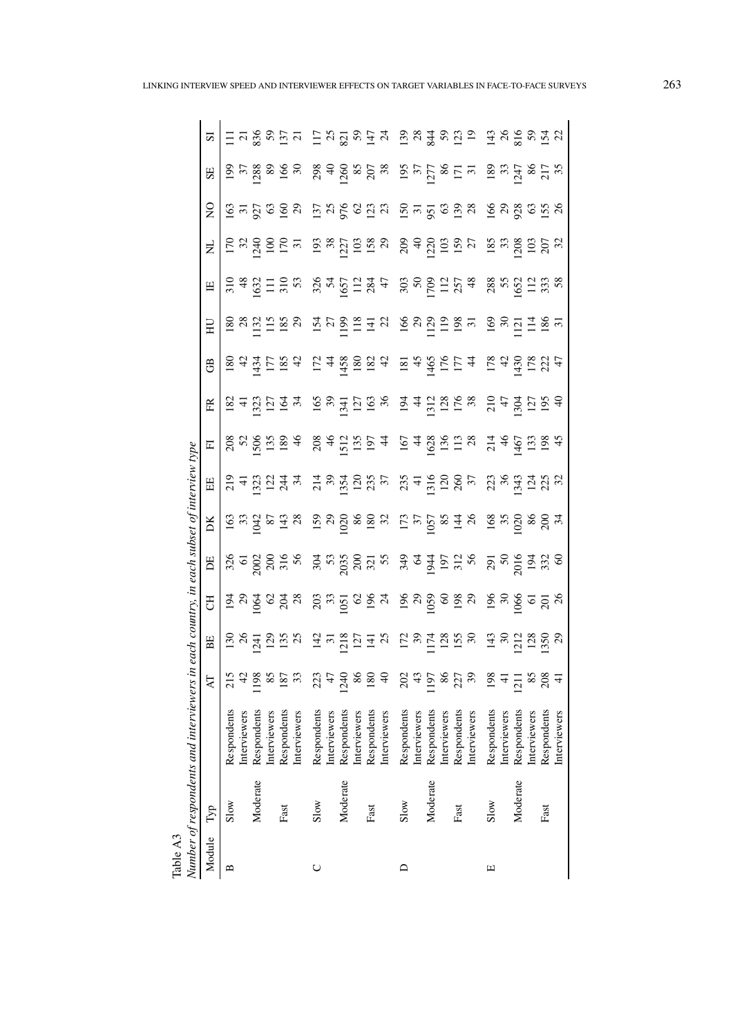Table A3
*Number of respondents and interviewers in each country, in each subset of interview type*

| Module | Typ | | AT | BE | CH | DE | DK | EE | FI | FR | GB | HU | IE | NL | NO | SE | SI |
|---|---|---|---|---|---|---|---|---|---|---|---|---|---|---|---|---|---|
| B | Slow | Respondents | 215 | 130 | 194 | 326 | 163 | 219 | 208 | 182 | 180 | 180 | 310 | 170 | 163 | 199 | 111 |
| | | Interviewers | 42 | 26 | 29 | 61 | 33 | 41 | 52 | 41 | 42 | 28 | 48 | 32 | 31 | 37 | 21 |
| | Moderate | Respondents | 1198 | 1241 | 1064 | 2002 | 1042 | 1323 | 1506 | 1323 | 1434 | 1132 | 1632 | 1240 | 927 | 1288 | 836 |
| | | Interviewers | 85 | 129 | 62 | 200 | 87 | 122 | 135 | 127 | 177 | 115 | 111 | 100 | 63 | 89 | 59 |
| | Fast | Respondents | 187 | 135 | 204 | 316 | 143 | 244 | 189 | 164 | 185 | 185 | 310 | 170 | 160 | 166 | 137 |
| | | Interviewers | 33 | 25 | 28 | 56 | 28 | 34 | 46 | 34 | 42 | 29 | 53 | 31 | 29 | 30 | 21 |
| C | Slow | Respondents | 223 | 142 | 203 | 304 | 159 | 214 | 208 | 165 | 172 | 154 | 326 | 193 | 137 | 298 | 117 |
| | | Interviewers | 47 | 31 | 33 | 53 | 29 | 39 | 46 | 39 | 44 | 27 | 54 | 38 | 25 | 40 | 25 |
| | Moderate | Respondents | 1240 | 1218 | 1051 | 2035 | 1020 | 1354 | 1512 | 1341 | 1458 | 1199 | 1657 | 1227 | 976 | 1260 | 821 |
| | | Interviewers | 86 | 127 | 62 | 200 | 86 | 120 | 135 | 127 | 180 | 118 | 112 | 103 | 62 | 85 | 59 |
| | Fast | Respondents | 180 | 141 | 196 | 321 | 180 | 235 | 197 | 163 | 182 | 141 | 284 | 158 | 123 | 207 | 147 |
| | | Interviewers | 40 | 25 | 24 | 55 | 32 | 37 | 44 | 36 | 42 | 22 | 47 | 29 | 23 | 38 | 24 |
| D | Slow | Respondents | 202 | 172 | 196 | 349 | 173 | 235 | 167 | 194 | 181 | 166 | 303 | 209 | 150 | 195 | 139 |
| | | Interviewers | 43 | 39 | 29 | 64 | 37 | 41 | 44 | 44 | 45 | 29 | 50 | 40 | 31 | 37 | 28 |
| | Moderate | Respondents | 1197 | 1174 | 1059 | 1944 | 1057 | 1316 | 1628 | 1312 | 1465 | 1129 | 1709 | 1220 | 951 | 1277 | 844 |
| | | Interviewers | 86 | 128 | 60 | 197 | 85 | 120 | 136 | 128 | 176 | 119 | 112 | 103 | 63 | 86 | 59 |
| | Fast | Respondents | 227 | 155 | 198 | 312 | 144 | 260 | 113 | 176 | 177 | 198 | 257 | 159 | 139 | 171 | 123 |
| | | Interviewers | 39 | 30 | 29 | 56 | 26 | 37 | 28 | 38 | 44 | 31 | 48 | 27 | 28 | 31 | 19 |
| E | Slow | Respondents | 198 | 143 | 196 | 291 | 168 | 223 | 214 | 210 | 178 | 169 | 288 | 185 | 166 | 189 | 143 |
| | | Interviewers | 41 | 30 | 30 | 50 | 35 | 36 | 46 | 47 | 42 | 30 | 55 | 33 | 29 | 33 | 26 |
| | Moderate | Respondents | 1211 | 1212 | 1066 | 2016 | 1020 | 1343 | 1467 | 1304 | 1430 | 1121 | 1652 | 1208 | 928 | 1247 | 816 |
| | | Interviewers | 85 | 128 | 61 | 194 | 86 | 124 | 133 | 127 | 178 | 114 | 112 | 103 | 63 | 86 | 59 |
| | Fast | Respondents | 208 | 1350 | 201 | 332 | 200 | 225 | 198 | 195 | 222 | 186 | 333 | 207 | 155 | 217 | 154 |
| | | Interviewers | 41 | 29 | 26 | 60 | 34 | 32 | 45 | 40 | 47 | 31 | 58 | 32 | 26 | 35 | 22 |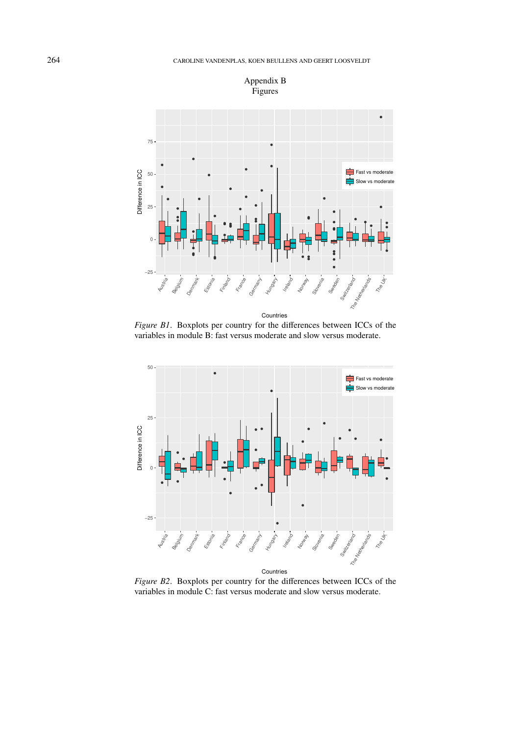# Appendix B
## Figures

*Figure B1*. Boxplots per country for the differences between ICCs of the variables in module B: fast versus moderate and slow versus moderate.

*Figure B2*. Boxplots per country for the differences between ICCs of the variables in module C: fast versus moderate and slow versus moderate.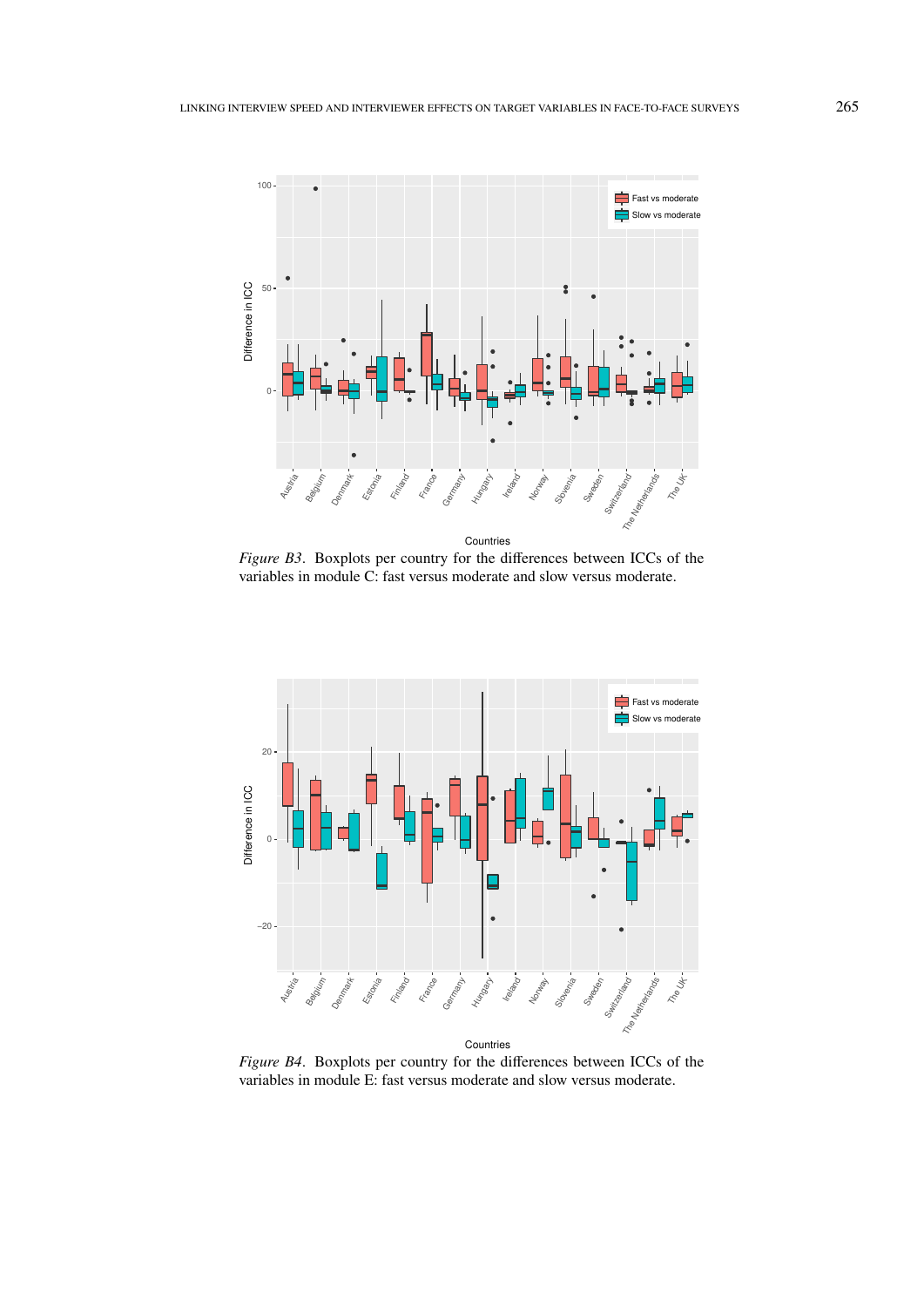Difference in ICC

100

50

0

Fast vs moderate
Slow vs moderate

Austria
Belgium
Denmark
Estonia
Finland
France
Germany
Hungary
Ireland
Norway
Slovenia
Sweden
Switzerland
The Netherlands
The UK

Countries

*Figure B3*. Boxplots per country for the differences between ICCs of the variables in module C: fast versus moderate and slow versus moderate.

Difference in ICC

20

0

−20

Fast vs moderate
Slow vs moderate

Austria
Belgium
Denmark
Estonia
Finland
France
Germany
Hungary
Ireland
Norway
Slovenia
Sweden
Switzerland
The Netherlands
The UK

Countries

*Figure B4*. Boxplots per country for the differences between ICCs of the variables in module E: fast versus moderate and slow versus moderate.